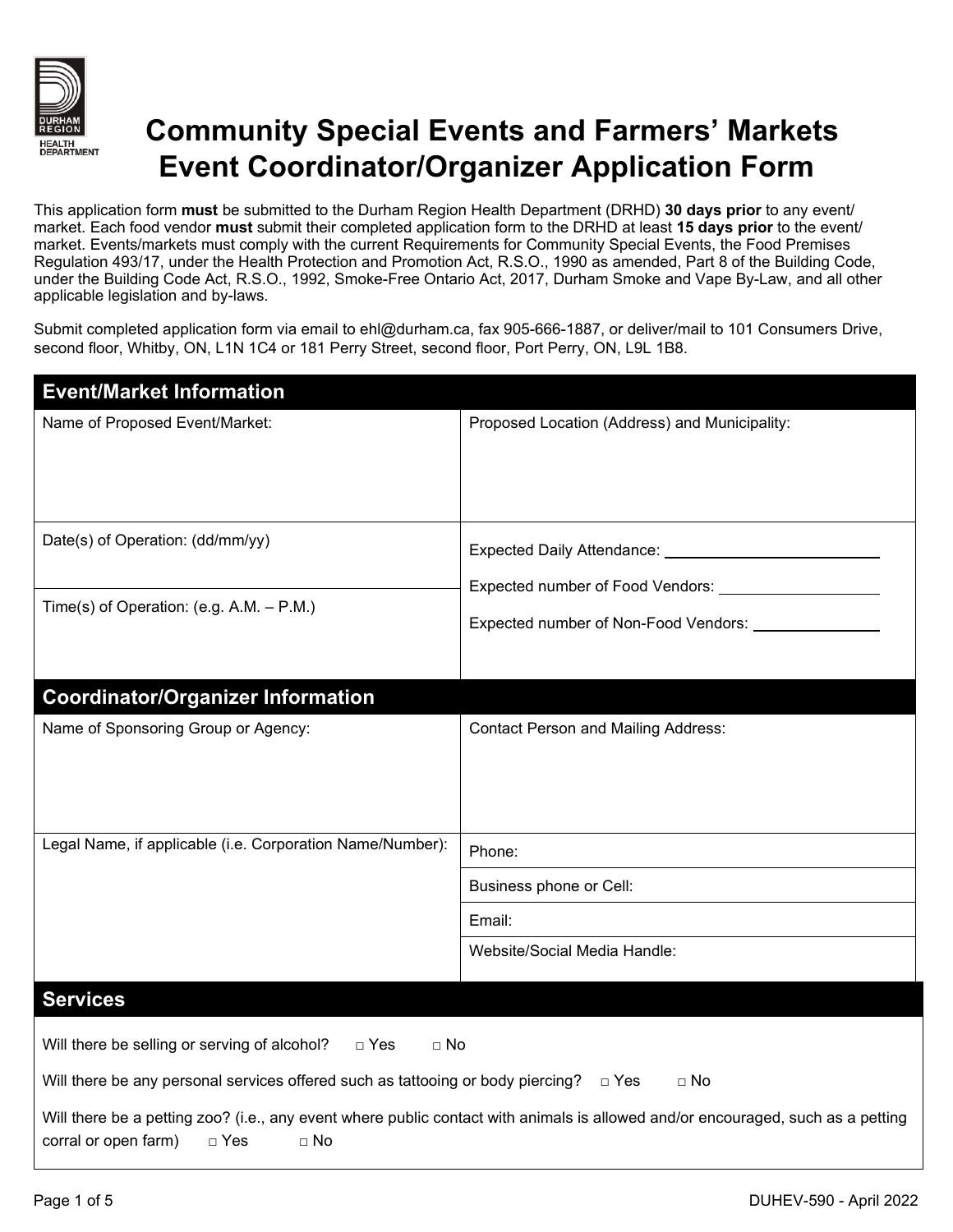# Community Special Events and Farmers' Markets Event Coordinator/Organizer Application Form

This application form **must** be submitted to the Durham Region Health Department (DRHD) **30 days prior** to any event/ market. Each food vendor **must** submit their completed application form to the DRHD at least **15 days prior** to the event/ market. Events/markets must comply with the current Requirements for Community Special Events, the Food Premises Regulation 493/17, under the Health Protection and Promotion Act, R.S.O., 1990 as amended, Part 8 of the Building Code, under the Building Code Act, R.S.O., 1992, Smoke-Free Ontario Act, 2017, Durham Smoke and Vape By-Law, and all other applicable legislation and by-laws.

Submit completed application form via email to ehl@durham.ca, fax 905-666-1887, or deliver/mail to 101 Consumers Drive, second floor, Whitby, ON, L1N 1C4 or 181 Perry Street, second floor, Port Perry, ON, L9L 1B8.

## Event/Market Information

| Name of Proposed Event/Market: | Proposed Location (Address) and Municipality: |
|---|---|
| Date(s) of Operation: (dd/mm/yy) | Expected Daily Attendance: ___ |
| Time(s) of Operation: (e.g. A.M. – P.M.) | Expected number of Food Vendors: ___<br>Expected number of Non-Food Vendors: ___ |

## Coordinator/Organizer Information

| Name of Sponsoring Group or Agency: | Contact Person and Mailing Address: |
|---|---|
| Legal Name, if applicable (i.e. Corporation Name/Number): | Phone: |
| | Business phone or Cell: |
| | Email: |
| | Website/Social Media Handle: |

## Services

Will there be selling or serving of alcohol? □ Yes □ No

Will there be any personal services offered such as tattooing or body piercing? □ Yes □ No

Will there be a petting zoo? (i.e., any event where public contact with animals is allowed and/or encouraged, such as a petting corral or open farm) □ Yes □ No

DUHEV-590 - April 2022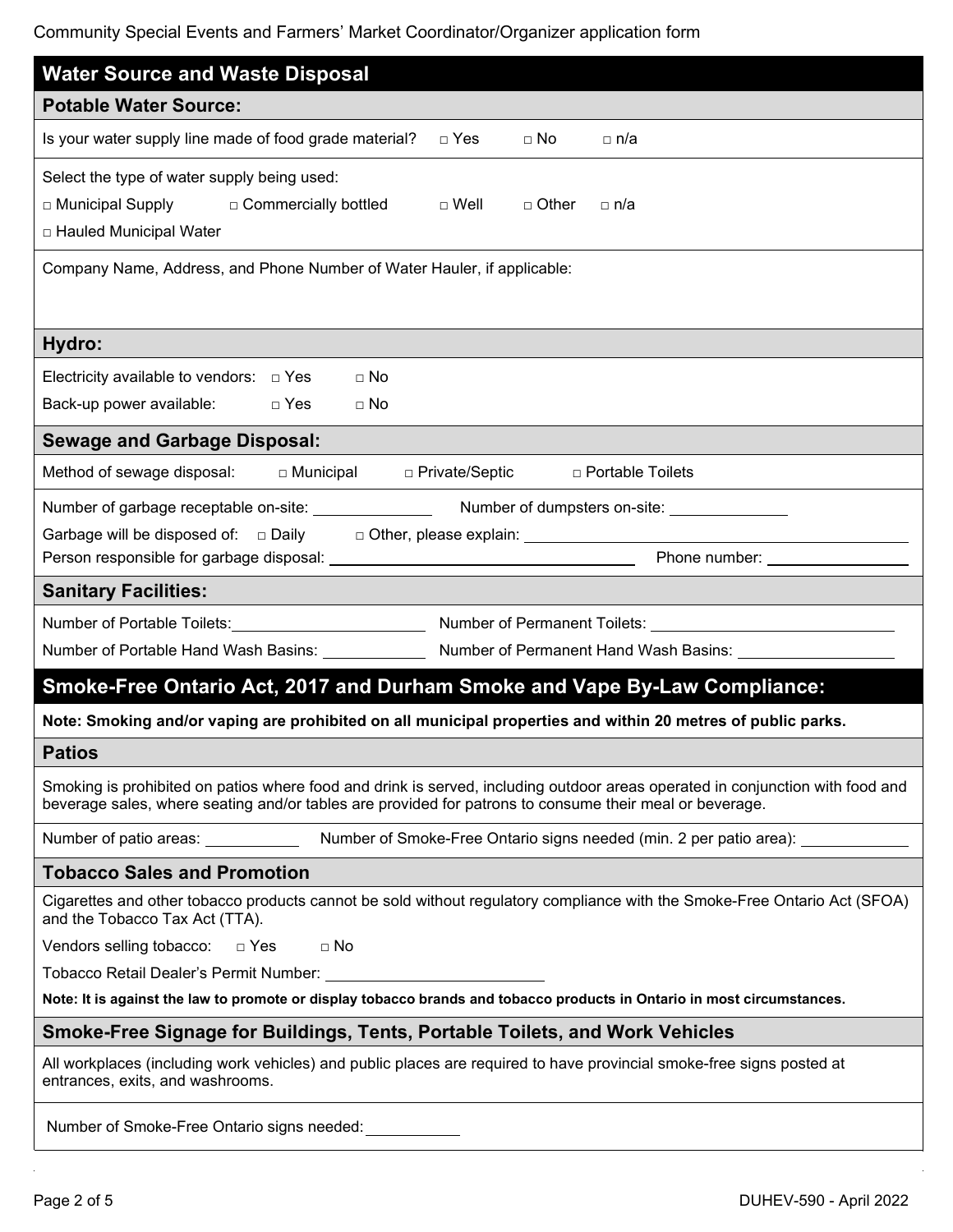Community Special Events and Farmers' Market Coordinator/Organizer application form

## Water Source and Waste Disposal

### Potable Water Source:

Is your water supply line made of food grade material? □ Yes □ No □ n/a

Select the type of water supply being used:

□ Municipal Supply □ Commercially bottled □ Well □ Other □ n/a

□ Hauled Municipal Water

Company Name, Address, and Phone Number of Water Hauler, if applicable:

### Hydro:

Electricity available to vendors: □ Yes □ No

Back-up power available: □ Yes □ No

### Sewage and Garbage Disposal:

Method of sewage disposal: □ Municipal □ Private/Septic □ Portable Toilets

Number of garbage receptable on-site: ______________ Number of dumpsters on-site: ______________

Garbage will be disposed of: □ Daily □ Other, please explain: ______________________________

Person responsible for garbage disposal: ______________________________ Phone number: ______________

### Sanitary Facilities:

Number of Portable Toilets: ______________ Number of Permanent Toilets: ______________

Number of Portable Hand Wash Basins: ______________ Number of Permanent Hand Wash Basins: ______________

## Smoke-Free Ontario Act, 2017 and Durham Smoke and Vape By-Law Compliance:

**Note: Smoking and/or vaping are prohibited on all municipal properties and within 20 metres of public parks.**

### Patios

Smoking is prohibited on patios where food and drink is served, including outdoor areas operated in conjunction with food and beverage sales, where seating and/or tables are provided for patrons to consume their meal or beverage.

Number of patio areas: ___________ Number of Smoke-Free Ontario signs needed (min. 2 per patio area): ___________

### Tobacco Sales and Promotion

Cigarettes and other tobacco products cannot be sold without regulatory compliance with the Smoke-Free Ontario Act (SFOA) and the Tobacco Tax Act (TTA).

Vendors selling tobacco: □ Yes □ No

Tobacco Retail Dealer's Permit Number: ______________________________

**Note: It is against the law to promote or display tobacco brands and tobacco products in Ontario in most circumstances.**

### Smoke-Free Signage for Buildings, Tents, Portable Toilets, and Work Vehicles

All workplaces (including work vehicles) and public places are required to have provincial smoke-free signs posted at entrances, exits, and washrooms.

Number of Smoke-Free Ontario signs needed: ___________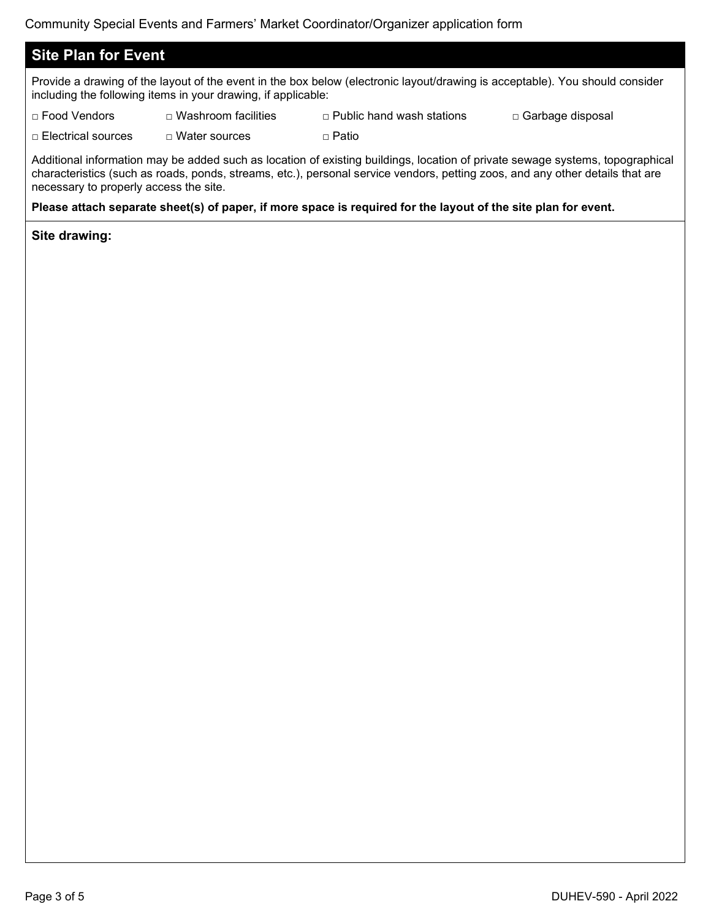## Site Plan for Event

Provide a drawing of the layout of the event in the box below (electronic layout/drawing is acceptable). You should consider including the following items in your drawing, if applicable:

- □ Food Vendors
- □ Washroom facilities
- □ Public hand wash stations
- □ Garbage disposal
- □ Electrical sources
- □ Water sources
- □ Patio

Additional information may be added such as location of existing buildings, location of private sewage systems, topographical characteristics (such as roads, ponds, streams, etc.), personal service vendors, petting zoos, and any other details that are necessary to properly access the site.

**Please attach separate sheet(s) of paper, if more space is required for the layout of the site plan for event.**

**Site drawing:**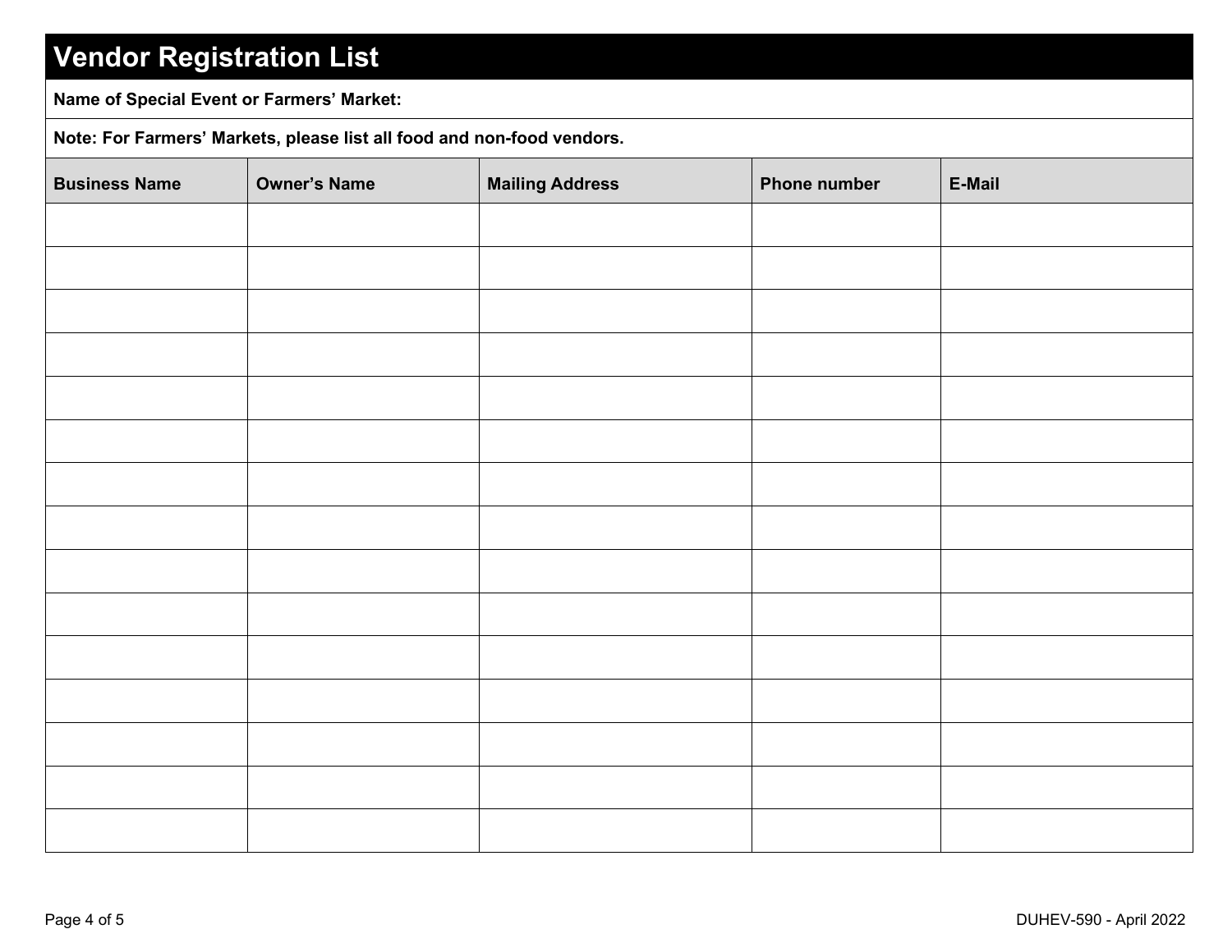# Vendor Registration List

**Name of Special Event or Farmers' Market:**

**Note: For Farmers' Markets, please list all food and non-food vendors.**

| Business Name | Owner's Name | Mailing Address | Phone number | E-Mail |
|---|---|---|---|---|
| | | | | |
| | | | | |
| | | | | |
| | | | | |
| | | | | |
| | | | | |
| | | | | |
| | | | | |
| | | | | |
| | | | | |
| | | | | |
| | | | | |
| | | | | |
| | | | | |
| | | | | |

DUHEV-590 - April 2022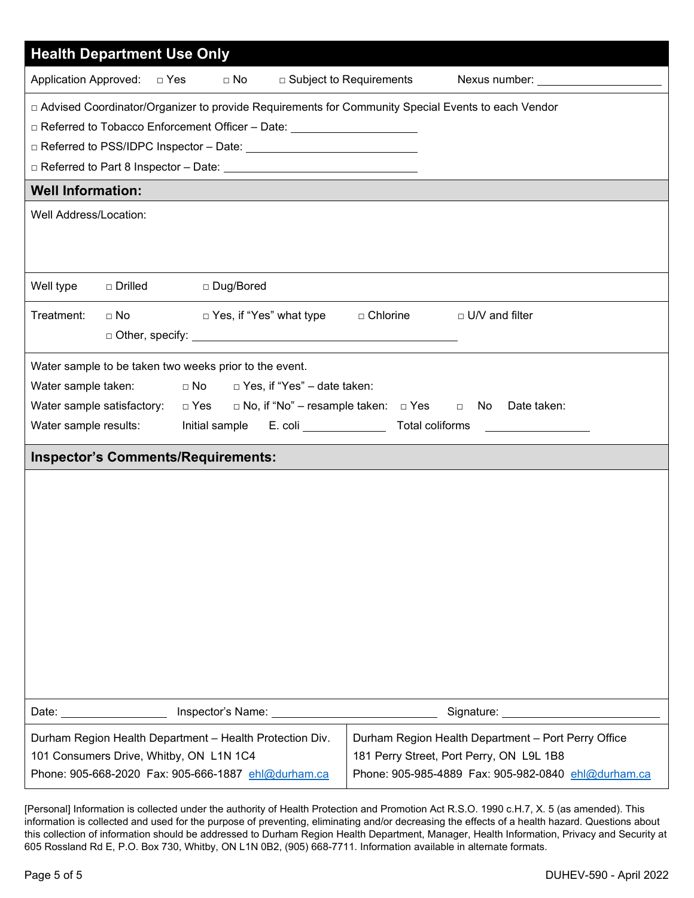## Health Department Use Only

Application Approved: □ Yes □ No □ Subject to Requirements Nexus number: ____________________

□ Advised Coordinator/Organizer to provide Requirements for Community Special Events to each Vendor

□ Referred to Tobacco Enforcement Officer – Date: ____________________

□ Referred to PSS/IDPC Inspector – Date: ____________________

□ Referred to Part 8 Inspector – Date: ____________________

## Well Information:

Well Address/Location:

Well type □ Drilled □ Dug/Bored

Treatment: □ No □ Yes, if "Yes" what type □ Chlorine □ U/V and filter

□ Other, specify: ____________________

Water sample to be taken two weeks prior to the event.

Water sample taken: □ No □ Yes, if "Yes" – date taken:

Water sample satisfactory: □ Yes □ No, if "No" – resample taken: □ Yes □ No Date taken:

Water sample results: Initial sample E. coli ____________ Total coliforms ____________

## Inspector's Comments/Requirements:

Date: ____________ Inspector's Name: ____________________ Signature: ____________________

| | |
|---|---|
| Durham Region Health Department – Health Protection Div.<br>101 Consumers Drive, Whitby, ON L1N 1C4<br>Phone: 905-668-2020 Fax: 905-666-1887 ehl@durham.ca | Durham Region Health Department – Port Perry Office<br>181 Perry Street, Port Perry, ON L9L 1B8<br>Phone: 905-985-4889 Fax: 905-982-0840 ehl@durham.ca |

[Personal] Information is collected under the authority of Health Protection and Promotion Act R.S.O. 1990 c.H.7, X. 5 (as amended). This information is collected and used for the purpose of preventing, eliminating and/or decreasing the effects of a health hazard. Questions about this collection of information should be addressed to Durham Region Health Department, Manager, Health Information, Privacy and Security at 605 Rossland Rd E, P.O. Box 730, Whitby, ON L1N 0B2, (905) 668-7711. Information available in alternate formats.

DUHEV-590 - April 2022